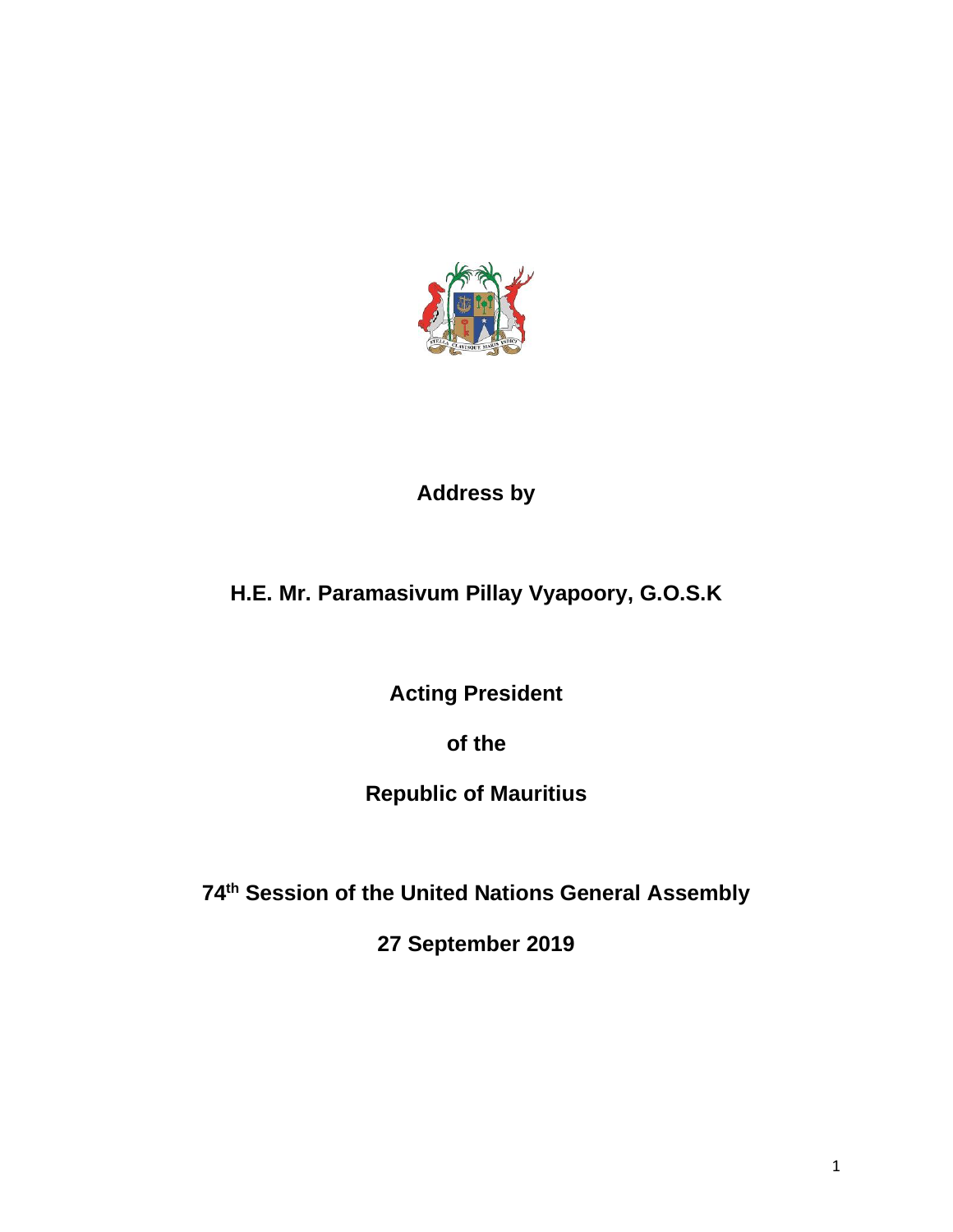**Address by**

**H.E. Mr. Paramasivum Pillay Vyapoory, G.O.S.K**

**Acting President**

**of the**

**Republic of Mauritius**

**74th Session of the United Nations General Assembly**

**27 September 2019**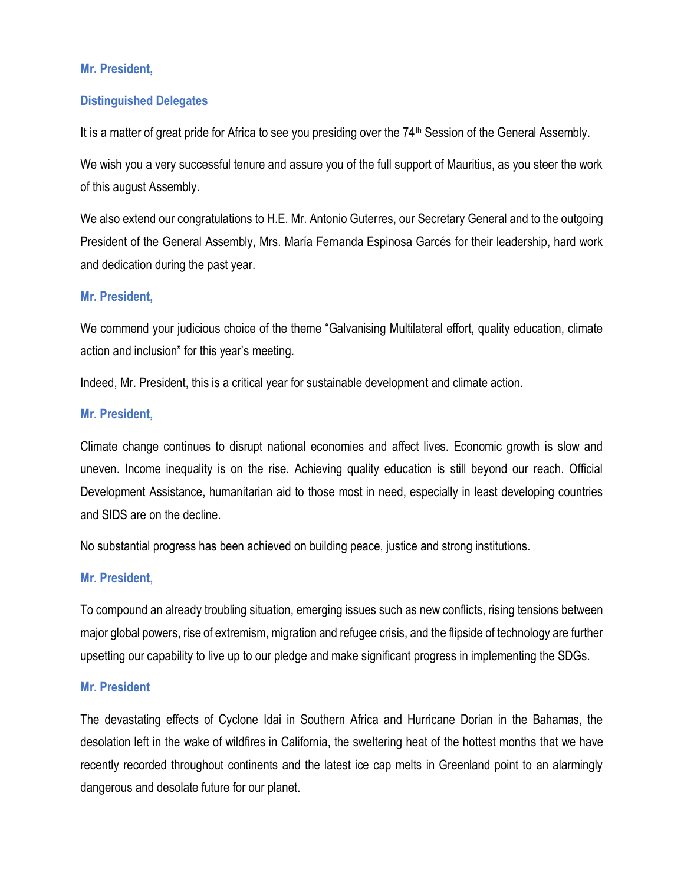**Mr. President,**

**Distinguished Delegates**

It is a matter of great pride for Africa to see you presiding over the 74th Session of the General Assembly.

We wish you a very successful tenure and assure you of the full support of Mauritius, as you steer the work of this august Assembly.

We also extend our congratulations to H.E. Mr. Antonio Guterres, our Secretary General and to the outgoing President of the General Assembly, Mrs. María Fernanda Espinosa Garcés for their leadership, hard work and dedication during the past year.

**Mr. President,**

We commend your judicious choice of the theme "Galvanising Multilateral effort, quality education, climate action and inclusion" for this year's meeting.

Indeed, Mr. President, this is a critical year for sustainable development and climate action.

**Mr. President,**

Climate change continues to disrupt national economies and affect lives. Economic growth is slow and uneven. Income inequality is on the rise. Achieving quality education is still beyond our reach. Official Development Assistance, humanitarian aid to those most in need, especially in least developing countries and SIDS are on the decline.

No substantial progress has been achieved on building peace, justice and strong institutions.

**Mr. President,**

To compound an already troubling situation, emerging issues such as new conflicts, rising tensions between major global powers, rise of extremism, migration and refugee crisis, and the flipside of technology are further upsetting our capability to live up to our pledge and make significant progress in implementing the SDGs.

**Mr. President**

The devastating effects of Cyclone Idai in Southern Africa and Hurricane Dorian in the Bahamas, the desolation left in the wake of wildfires in California, the sweltering heat of the hottest months that we have recently recorded throughout continents and the latest ice cap melts in Greenland point to an alarmingly dangerous and desolate future for our planet.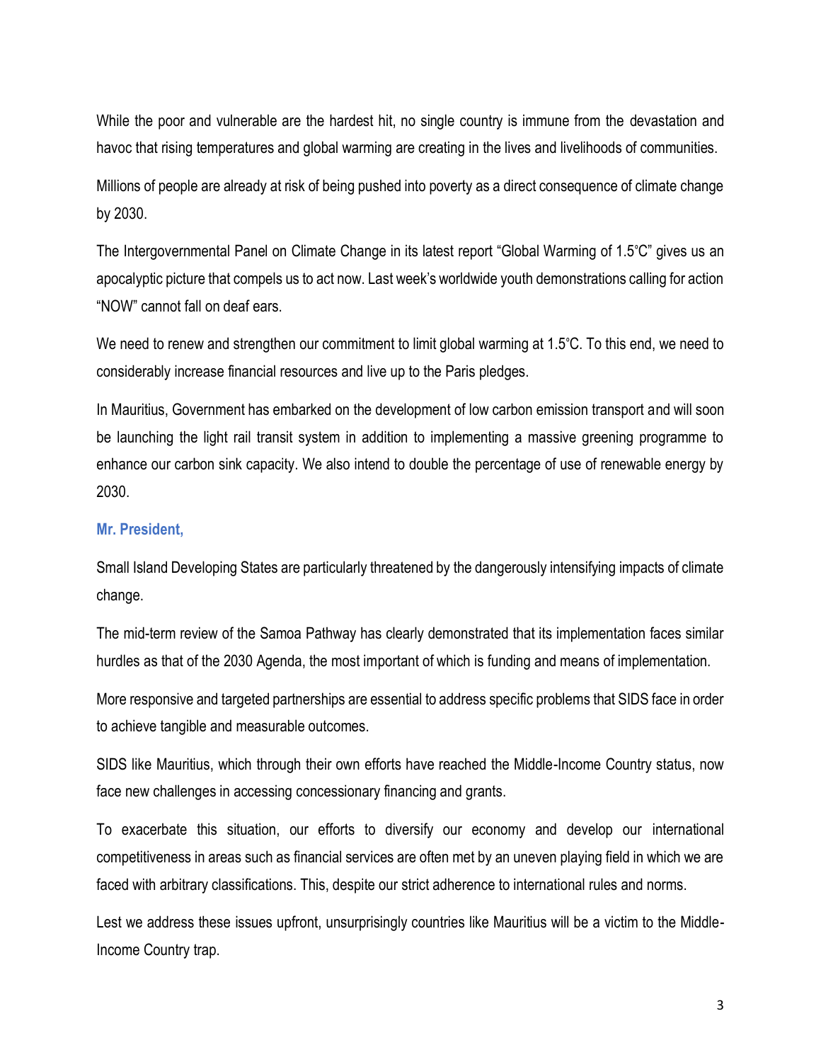While the poor and vulnerable are the hardest hit, no single country is immune from the devastation and havoc that rising temperatures and global warming are creating in the lives and livelihoods of communities.

Millions of people are already at risk of being pushed into poverty as a direct consequence of climate change by 2030.

The Intergovernmental Panel on Climate Change in its latest report "Global Warming of 1.5°C" gives us an apocalyptic picture that compels us to act now. Last week's worldwide youth demonstrations calling for action "NOW" cannot fall on deaf ears.

We need to renew and strengthen our commitment to limit global warming at 1.5°C. To this end, we need to considerably increase financial resources and live up to the Paris pledges.

In Mauritius, Government has embarked on the development of low carbon emission transport and will soon be launching the light rail transit system in addition to implementing a massive greening programme to enhance our carbon sink capacity. We also intend to double the percentage of use of renewable energy by 2030.

**Mr. President,**

Small Island Developing States are particularly threatened by the dangerously intensifying impacts of climate change.

The mid-term review of the Samoa Pathway has clearly demonstrated that its implementation faces similar hurdles as that of the 2030 Agenda, the most important of which is funding and means of implementation.

More responsive and targeted partnerships are essential to address specific problems that SIDS face in order to achieve tangible and measurable outcomes.

SIDS like Mauritius, which through their own efforts have reached the Middle-Income Country status, now face new challenges in accessing concessionary financing and grants.

To exacerbate this situation, our efforts to diversify our economy and develop our international competitiveness in areas such as financial services are often met by an uneven playing field in which we are faced with arbitrary classifications. This, despite our strict adherence to international rules and norms.

Lest we address these issues upfront, unsurprisingly countries like Mauritius will be a victim to the Middle-Income Country trap.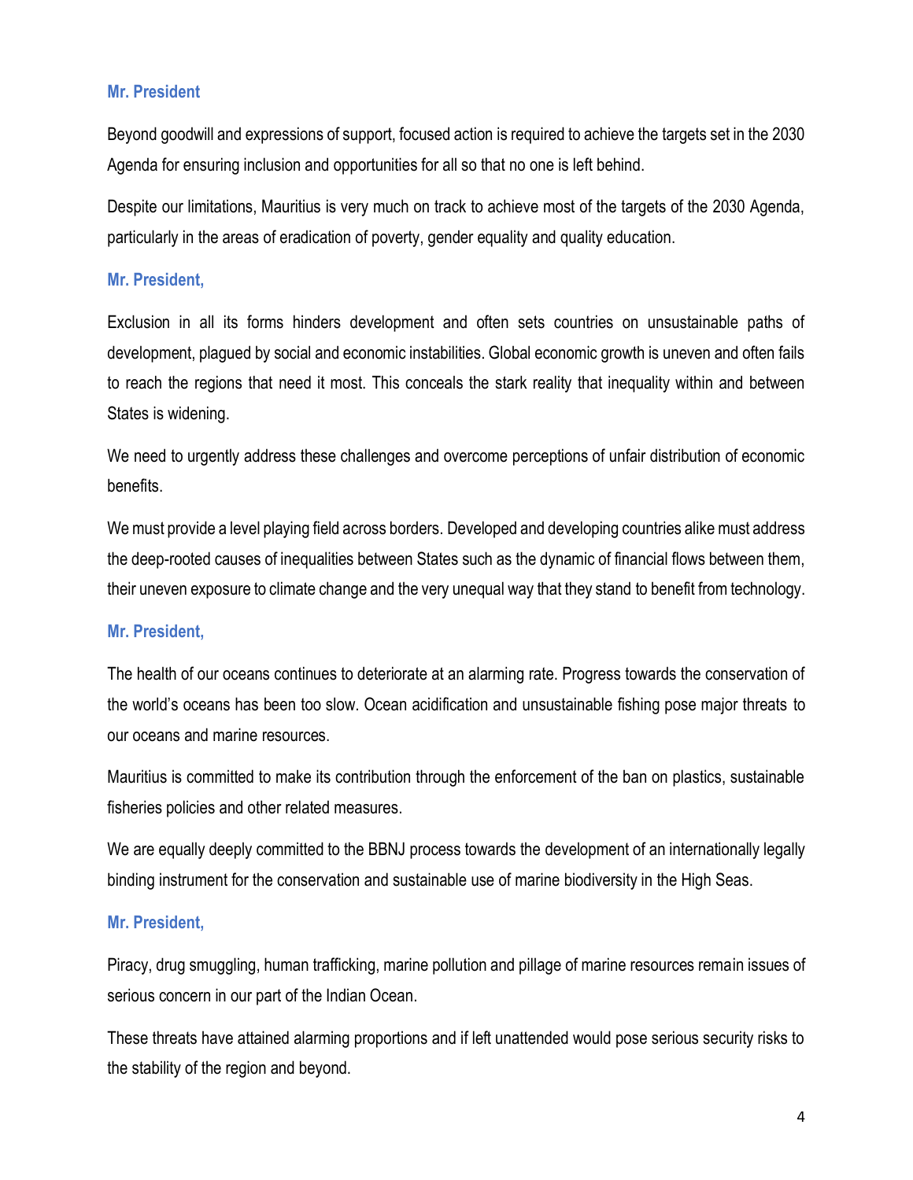**Mr. President**

Beyond goodwill and expressions of support, focused action is required to achieve the targets set in the 2030 Agenda for ensuring inclusion and opportunities for all so that no one is left behind.

Despite our limitations, Mauritius is very much on track to achieve most of the targets of the 2030 Agenda, particularly in the areas of eradication of poverty, gender equality and quality education.

**Mr. President,**

Exclusion in all its forms hinders development and often sets countries on unsustainable paths of development, plagued by social and economic instabilities. Global economic growth is uneven and often fails to reach the regions that need it most. This conceals the stark reality that inequality within and between States is widening.

We need to urgently address these challenges and overcome perceptions of unfair distribution of economic benefits.

We must provide a level playing field across borders. Developed and developing countries alike must address the deep-rooted causes of inequalities between States such as the dynamic of financial flows between them, their uneven exposure to climate change and the very unequal way that they stand to benefit from technology.

**Mr. President,**

The health of our oceans continues to deteriorate at an alarming rate. Progress towards the conservation of the world's oceans has been too slow. Ocean acidification and unsustainable fishing pose major threats to our oceans and marine resources.

Mauritius is committed to make its contribution through the enforcement of the ban on plastics, sustainable fisheries policies and other related measures.

We are equally deeply committed to the BBNJ process towards the development of an internationally legally binding instrument for the conservation and sustainable use of marine biodiversity in the High Seas.

**Mr. President,**

Piracy, drug smuggling, human trafficking, marine pollution and pillage of marine resources remain issues of serious concern in our part of the Indian Ocean.

These threats have attained alarming proportions and if left unattended would pose serious security risks to the stability of the region and beyond.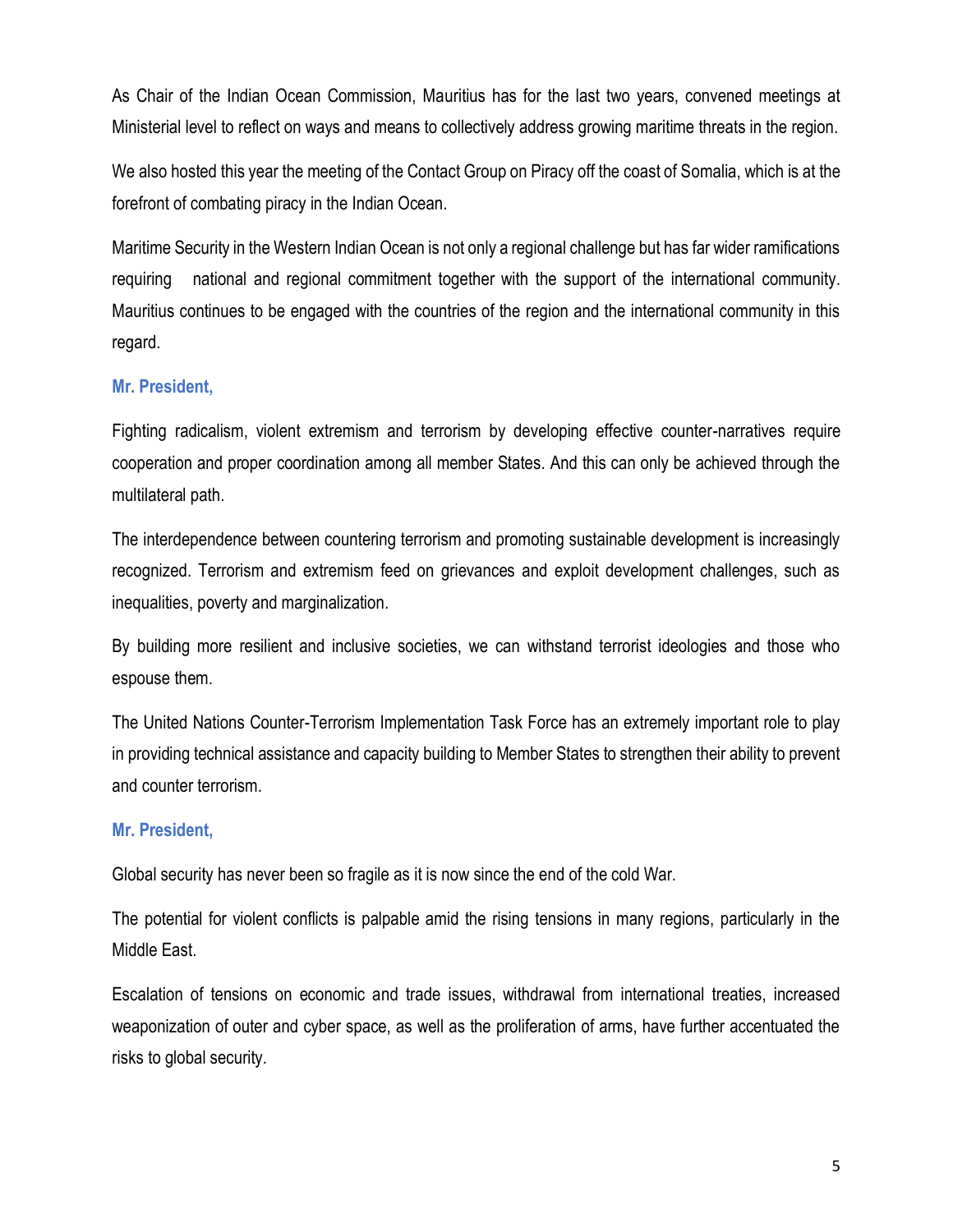As Chair of the Indian Ocean Commission, Mauritius has for the last two years, convened meetings at Ministerial level to reflect on ways and means to collectively address growing maritime threats in the region.

We also hosted this year the meeting of the Contact Group on Piracy off the coast of Somalia, which is at the forefront of combating piracy in the Indian Ocean.

Maritime Security in the Western Indian Ocean is not only a regional challenge but has far wider ramifications requiring national and regional commitment together with the support of the international community. Mauritius continues to be engaged with the countries of the region and the international community in this regard.

**Mr. President,**

Fighting radicalism, violent extremism and terrorism by developing effective counter-narratives require cooperation and proper coordination among all member States. And this can only be achieved through the multilateral path.

The interdependence between countering terrorism and promoting sustainable development is increasingly recognized. Terrorism and extremism feed on grievances and exploit development challenges, such as inequalities, poverty and marginalization.

By building more resilient and inclusive societies, we can withstand terrorist ideologies and those who espouse them.

The United Nations Counter-Terrorism Implementation Task Force has an extremely important role to play in providing technical assistance and capacity building to Member States to strengthen their ability to prevent and counter terrorism.

**Mr. President,**

Global security has never been so fragile as it is now since the end of the cold War.

The potential for violent conflicts is palpable amid the rising tensions in many regions, particularly in the Middle East.

Escalation of tensions on economic and trade issues, withdrawal from international treaties, increased weaponization of outer and cyber space, as well as the proliferation of arms, have further accentuated the risks to global security.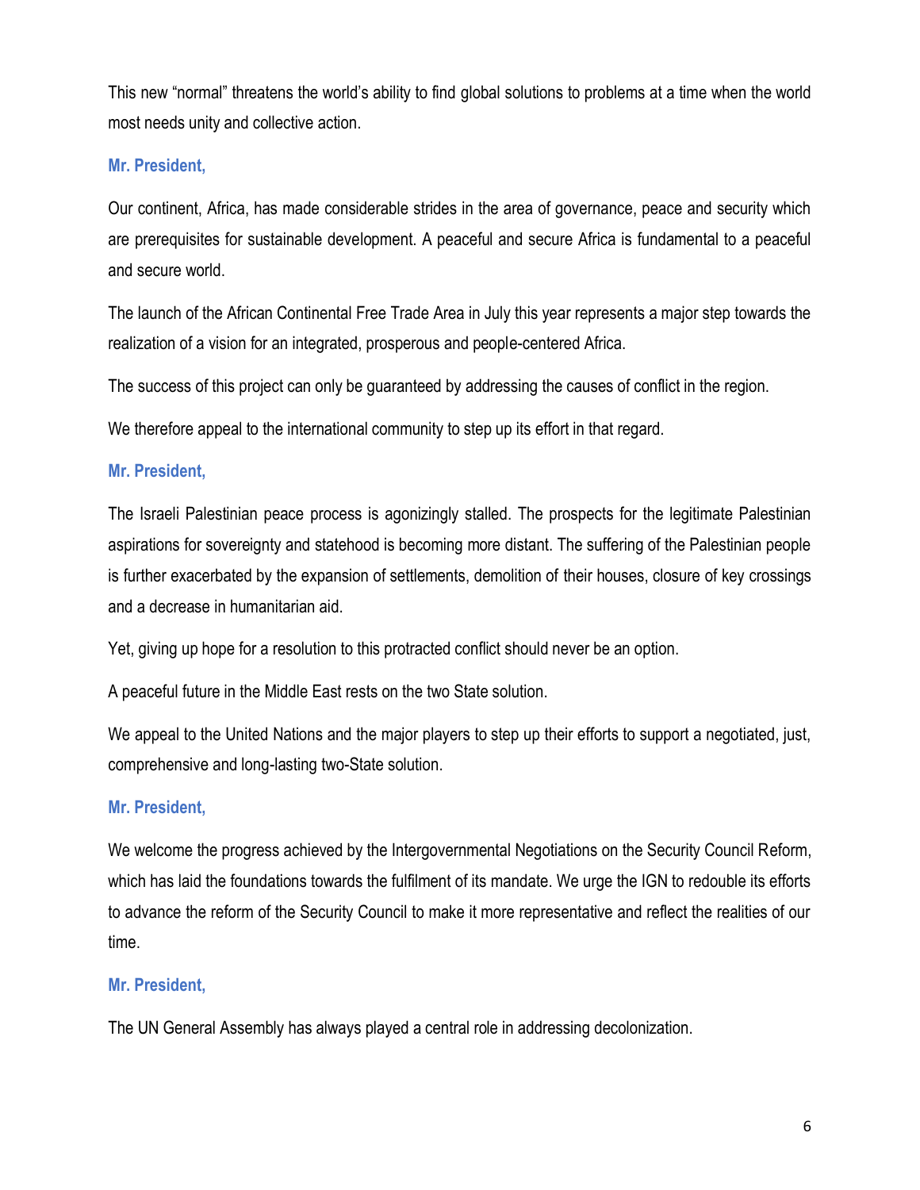This new "normal" threatens the world's ability to find global solutions to problems at a time when the world most needs unity and collective action.

**Mr. President,**

Our continent, Africa, has made considerable strides in the area of governance, peace and security which are prerequisites for sustainable development. A peaceful and secure Africa is fundamental to a peaceful and secure world.

The launch of the African Continental Free Trade Area in July this year represents a major step towards the realization of a vision for an integrated, prosperous and people-centered Africa.

The success of this project can only be guaranteed by addressing the causes of conflict in the region.

We therefore appeal to the international community to step up its effort in that regard.

**Mr. President,**

The Israeli Palestinian peace process is agonizingly stalled. The prospects for the legitimate Palestinian aspirations for sovereignty and statehood is becoming more distant. The suffering of the Palestinian people is further exacerbated by the expansion of settlements, demolition of their houses, closure of key crossings and a decrease in humanitarian aid.

Yet, giving up hope for a resolution to this protracted conflict should never be an option.

A peaceful future in the Middle East rests on the two State solution.

We appeal to the United Nations and the major players to step up their efforts to support a negotiated, just, comprehensive and long-lasting two-State solution.

**Mr. President,**

We welcome the progress achieved by the Intergovernmental Negotiations on the Security Council Reform, which has laid the foundations towards the fulfilment of its mandate. We urge the IGN to redouble its efforts to advance the reform of the Security Council to make it more representative and reflect the realities of our time.

**Mr. President,**

The UN General Assembly has always played a central role in addressing decolonization.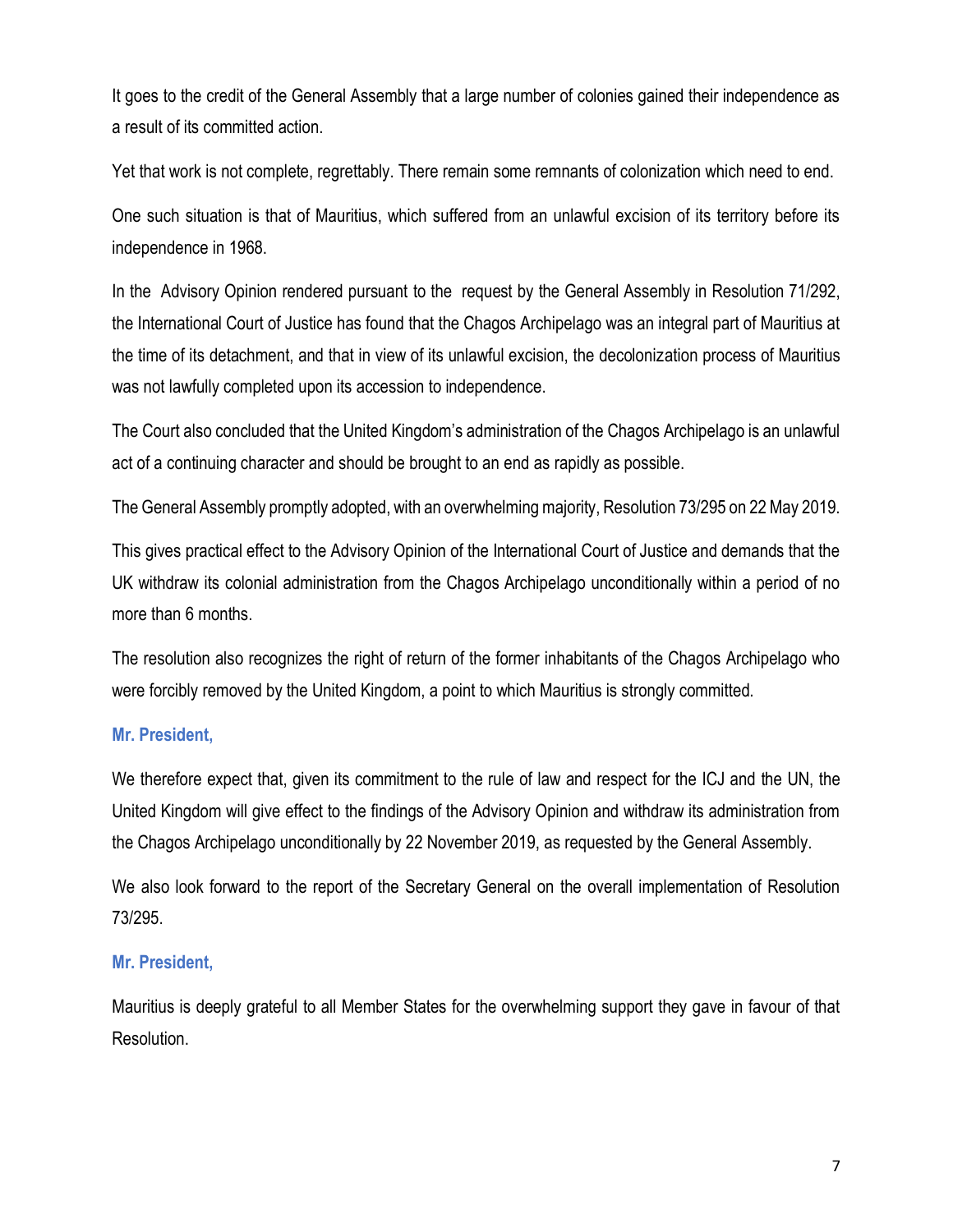It goes to the credit of the General Assembly that a large number of colonies gained their independence as a result of its committed action.

Yet that work is not complete, regrettably. There remain some remnants of colonization which need to end.

One such situation is that of Mauritius, which suffered from an unlawful excision of its territory before its independence in 1968.

In the Advisory Opinion rendered pursuant to the request by the General Assembly in Resolution 71/292, the International Court of Justice has found that the Chagos Archipelago was an integral part of Mauritius at the time of its detachment, and that in view of its unlawful excision, the decolonization process of Mauritius was not lawfully completed upon its accession to independence.

The Court also concluded that the United Kingdom's administration of the Chagos Archipelago is an unlawful act of a continuing character and should be brought to an end as rapidly as possible.

The General Assembly promptly adopted, with an overwhelming majority, Resolution 73/295 on 22 May 2019.

This gives practical effect to the Advisory Opinion of the International Court of Justice and demands that the UK withdraw its colonial administration from the Chagos Archipelago unconditionally within a period of no more than 6 months.

The resolution also recognizes the right of return of the former inhabitants of the Chagos Archipelago who were forcibly removed by the United Kingdom, a point to which Mauritius is strongly committed.

**Mr. President,**

We therefore expect that, given its commitment to the rule of law and respect for the ICJ and the UN, the United Kingdom will give effect to the findings of the Advisory Opinion and withdraw its administration from the Chagos Archipelago unconditionally by 22 November 2019, as requested by the General Assembly.

We also look forward to the report of the Secretary General on the overall implementation of Resolution 73/295.

**Mr. President,**

Mauritius is deeply grateful to all Member States for the overwhelming support they gave in favour of that Resolution.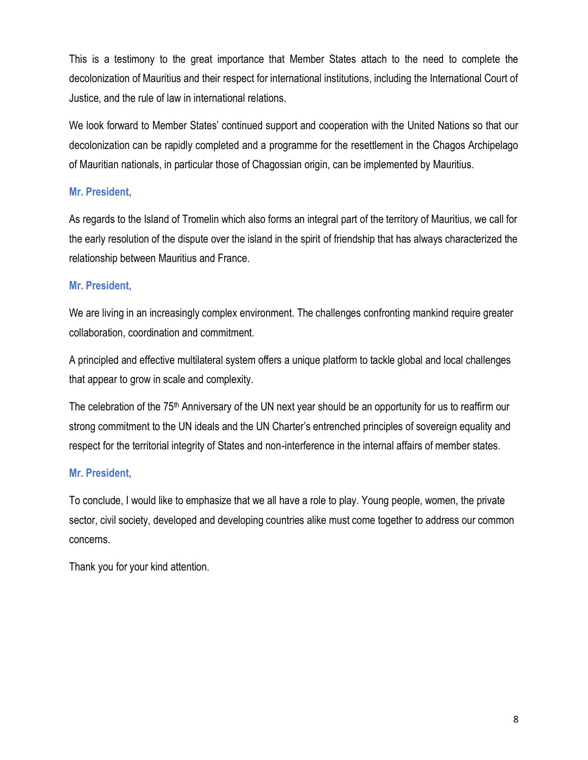This is a testimony to the great importance that Member States attach to the need to complete the decolonization of Mauritius and their respect for international institutions, including the International Court of Justice, and the rule of law in international relations.

We look forward to Member States' continued support and cooperation with the United Nations so that our decolonization can be rapidly completed and a programme for the resettlement in the Chagos Archipelago of Mauritian nationals, in particular those of Chagossian origin, can be implemented by Mauritius.

**Mr. President,**

As regards to the Island of Tromelin which also forms an integral part of the territory of Mauritius, we call for the early resolution of the dispute over the island in the spirit of friendship that has always characterized the relationship between Mauritius and France.

**Mr. President,**

We are living in an increasingly complex environment. The challenges confronting mankind require greater collaboration, coordination and commitment.

A principled and effective multilateral system offers a unique platform to tackle global and local challenges that appear to grow in scale and complexity.

The celebration of the 75th Anniversary of the UN next year should be an opportunity for us to reaffirm our strong commitment to the UN ideals and the UN Charter's entrenched principles of sovereign equality and respect for the territorial integrity of States and non-interference in the internal affairs of member states.

**Mr. President,**

To conclude, I would like to emphasize that we all have a role to play. Young people, women, the private sector, civil society, developed and developing countries alike must come together to address our common concerns.

Thank you for your kind attention.